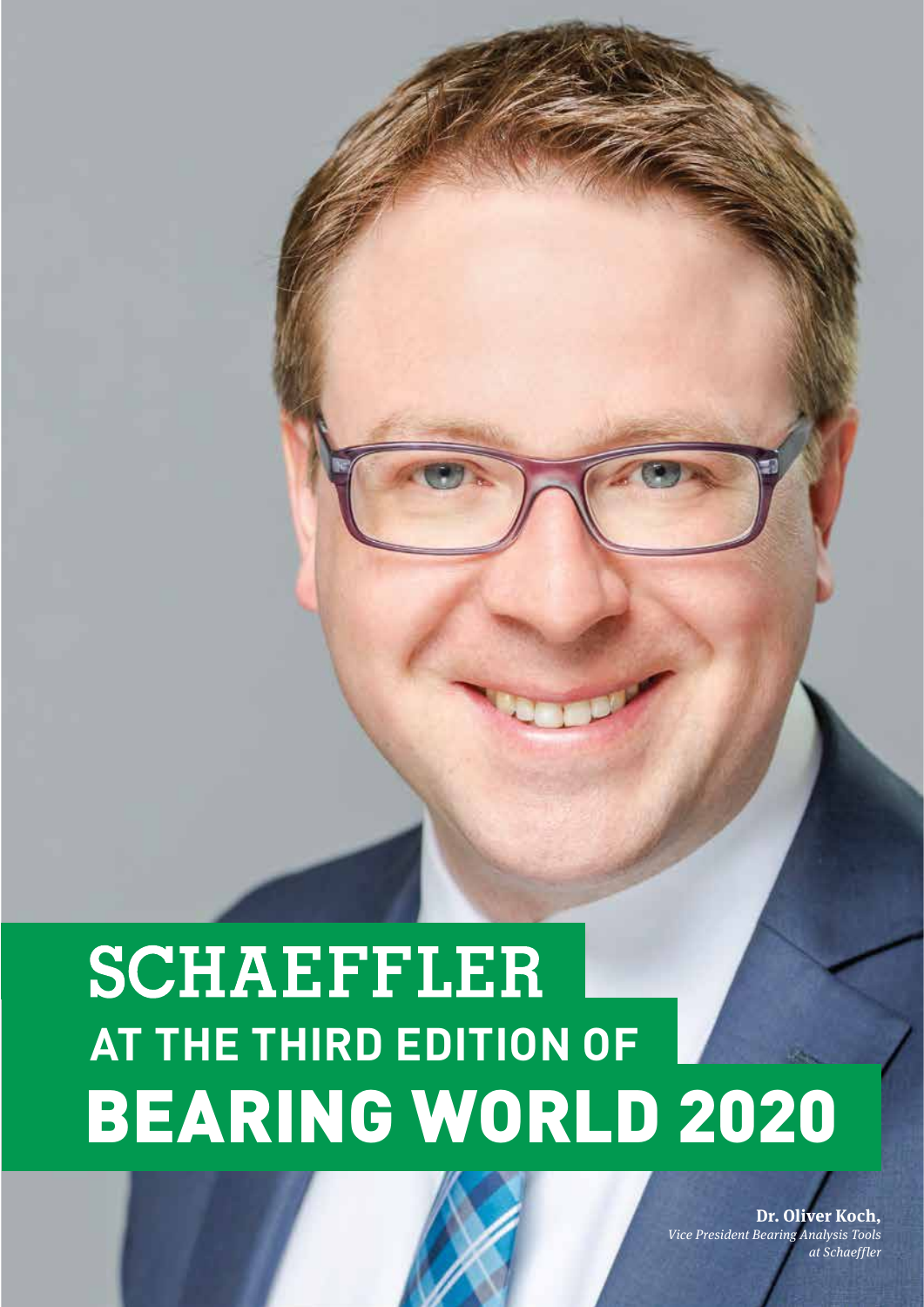# SCHAEFFLER AT THE THIRD EDITION OF BEARING WORLD 2020

**Dr. Oliver Koch,**
*Vice President Bearing Analysis Tools at Schaeffler*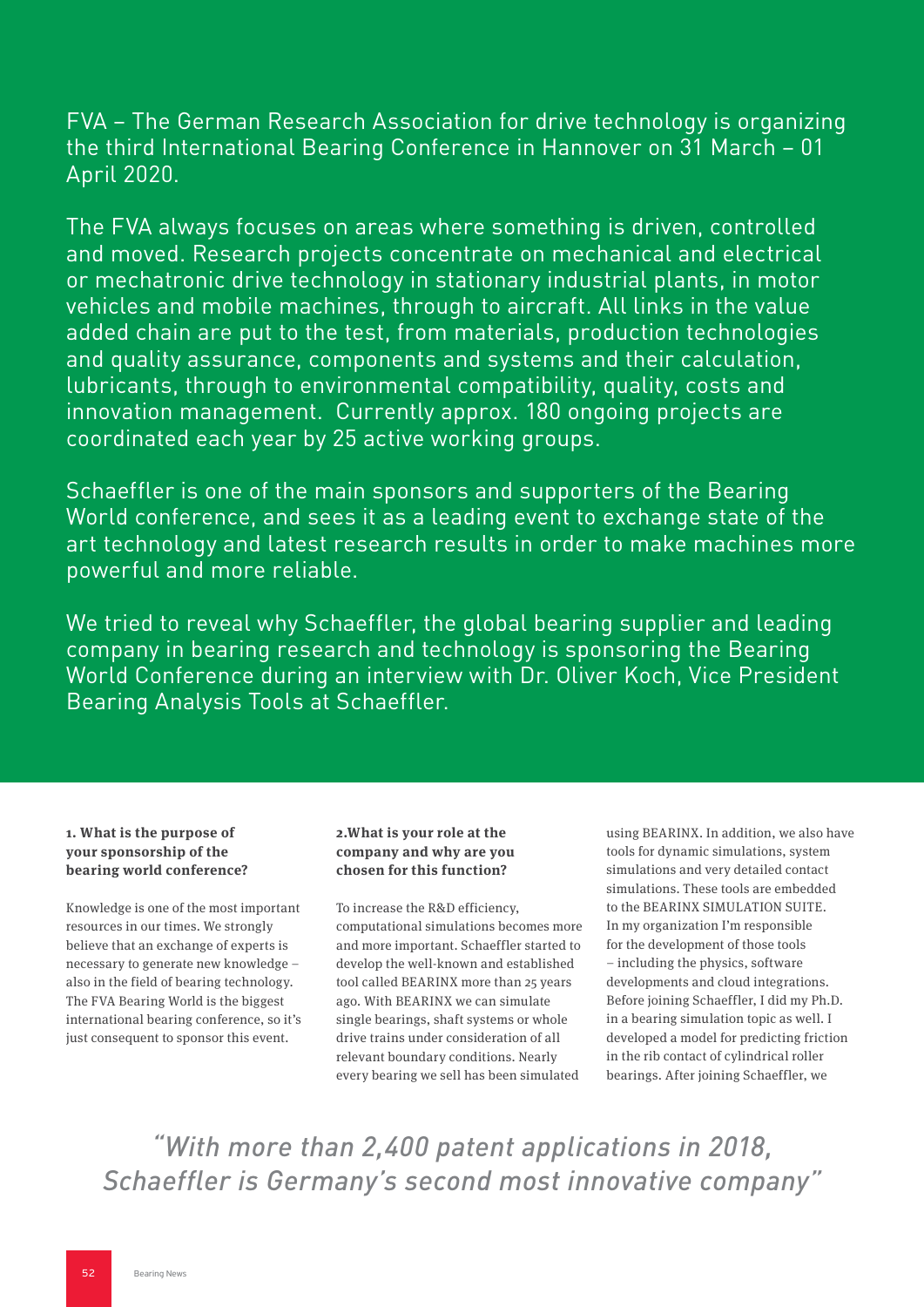FVA – The German Research Association for drive technology is organizing the third International Bearing Conference in Hannover on 31 March – 01 April 2020.

The FVA always focuses on areas where something is driven, controlled and moved. Research projects concentrate on mechanical and electrical or mechatronic drive technology in stationary industrial plants, in motor vehicles and mobile machines, through to aircraft. All links in the value added chain are put to the test, from materials, production technologies and quality assurance, components and systems and their calculation, lubricants, through to environmental compatibility, quality, costs and innovation management. Currently approx. 180 ongoing projects are coordinated each year by 25 active working groups.

Schaeffler is one of the main sponsors and supporters of the Bearing World conference, and sees it as a leading event to exchange state of the art technology and latest research results in order to make machines more powerful and more reliable.

We tried to reveal why Schaeffler, the global bearing supplier and leading company in bearing research and technology is sponsoring the Bearing World Conference during an interview with Dr. Oliver Koch, Vice President Bearing Analysis Tools at Schaeffler.

**1. What is the purpose of your sponsorship of the bearing world conference?**

Knowledge is one of the most important resources in our times. We strongly believe that an exchange of experts is necessary to generate new knowledge – also in the field of bearing technology. The FVA Bearing World is the biggest international bearing conference, so it's just consequent to sponsor this event.

**2.What is your role at the company and why are you chosen for this function?**

To increase the R&D efficiency, computational simulations becomes more and more important. Schaeffler started to develop the well-known and established tool called BEARINX more than 25 years ago. With BEARINX we can simulate single bearings, shaft systems or whole drive trains under consideration of all relevant boundary conditions. Nearly every bearing we sell has been simulated using BEARINX. In addition, we also have tools for dynamic simulations, system simulations and very detailed contact simulations. These tools are embedded to the BEARINX SIMULATION SUITE. In my organization I'm responsible for the development of those tools – including the physics, software developments and cloud integrations. Before joining Schaeffler, I did my Ph.D. in a bearing simulation topic as well. I developed a model for predicting friction in the rib contact of cylindrical roller bearings. After joining Schaeffler, we

*"With more than 2,400 patent applications in 2018, Schaeffler is Germany's second most innovative company"*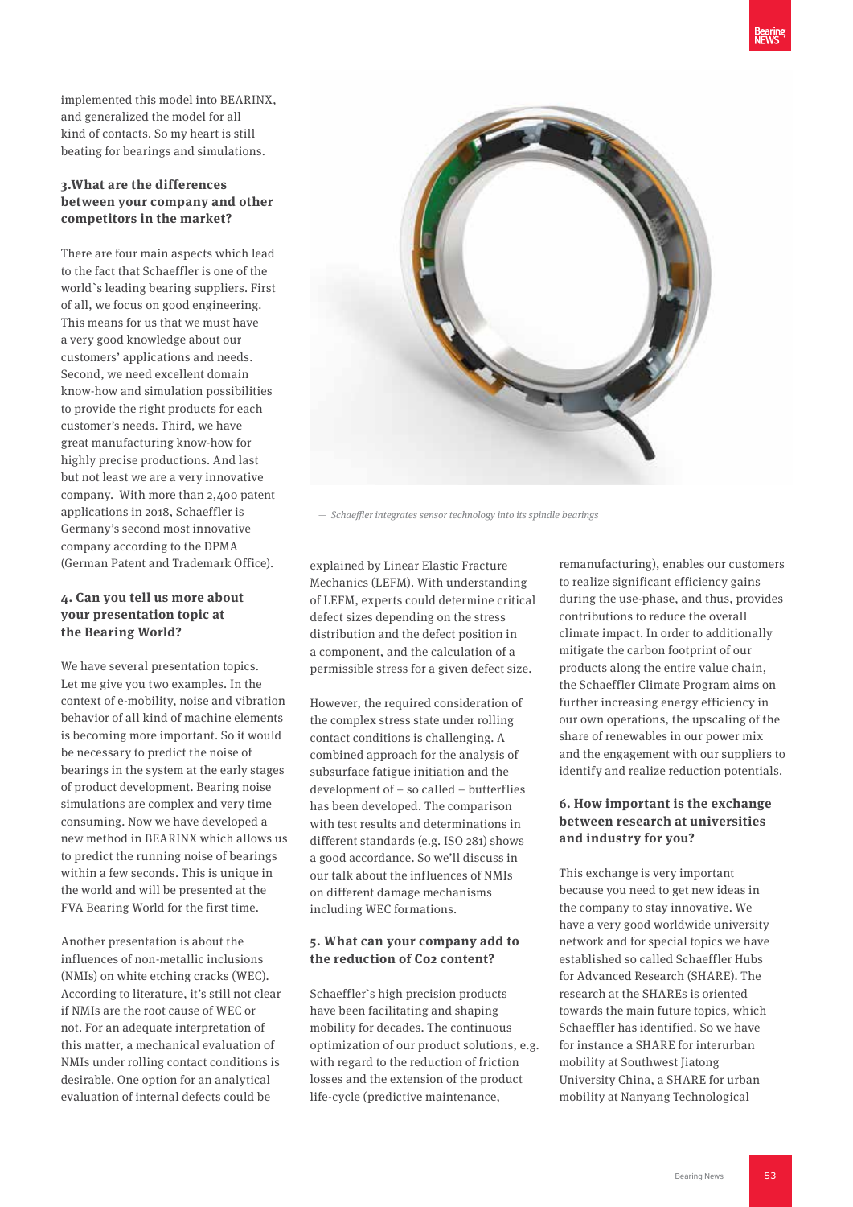implemented this model into BEARINX, and generalized the model for all kind of contacts. So my heart is still beating for bearings and simulations.

### 3.What are the differences between your company and other competitors in the market?

There are four main aspects which lead to the fact that Schaeffler is one of the world`s leading bearing suppliers. First of all, we focus on good engineering. This means for us that we must have a very good knowledge about our customers' applications and needs. Second, we need excellent domain know-how and simulation possibilities to provide the right products for each customer's needs. Third, we have great manufacturing know-how for highly precise productions. And last but not least we are a very innovative company. With more than 2,400 patent applications in 2018, Schaeffler is Germany's second most innovative company according to the DPMA (German Patent and Trademark Office).

### 4. Can you tell us more about your presentation topic at the Bearing World?

We have several presentation topics. Let me give you two examples. In the context of e-mobility, noise and vibration behavior of all kind of machine elements is becoming more important. So it would be necessary to predict the noise of bearings in the system at the early stages of product development. Bearing noise simulations are complex and very time consuming. Now we have developed a new method in BEARINX which allows us to predict the running noise of bearings within a few seconds. This is unique in the world and will be presented at the FVA Bearing World for the first time.

Another presentation is about the influences of non-metallic inclusions (NMIs) on white etching cracks (WEC). According to literature, it's still not clear if NMIs are the root cause of WEC or not. For an adequate interpretation of this matter, a mechanical evaluation of NMIs under rolling contact conditions is desirable. One option for an analytical evaluation of internal defects could be explained by Linear Elastic Fracture Mechanics (LEFM). With understanding of LEFM, experts could determine critical defect sizes depending on the stress distribution and the defect position in a component, and the calculation of a permissible stress for a given defect size.

However, the required consideration of the complex stress state under rolling contact conditions is challenging. A combined approach for the analysis of subsurface fatigue initiation and the development of – so called – butterflies has been developed. The comparison with test results and determinations in different standards (e.g. ISO 281) shows a good accordance. So we'll discuss in our talk about the influences of NMIs on different damage mechanisms including WEC formations.

— *Schaeffler integrates sensor technology into its spindle bearings*

### 5. What can your company add to the reduction of Co2 content?

Schaeffler`s high precision products have been facilitating and shaping mobility for decades. The continuous optimization of our product solutions, e.g. with regard to the reduction of friction losses and the extension of the product life-cycle (predictive maintenance, remanufacturing), enables our customers to realize significant efficiency gains during the use-phase, and thus, provides contributions to reduce the overall climate impact. In order to additionally mitigate the carbon footprint of our products along the entire value chain, the Schaeffler Climate Program aims on further increasing energy efficiency in our own operations, the upscaling of the share of renewables in our power mix and the engagement with our suppliers to identify and realize reduction potentials.

### 6. How important is the exchange between research at universities and industry for you?

This exchange is very important because you need to get new ideas in the company to stay innovative. We have a very good worldwide university network and for special topics we have established so called Schaeffler Hubs for Advanced Research (SHARE). The research at the SHAREs is oriented towards the main future topics, which Schaeffler has identified. So we have for instance a SHARE for interurban mobility at Southwest Jiatong University China, a SHARE for urban mobility at Nanyang Technological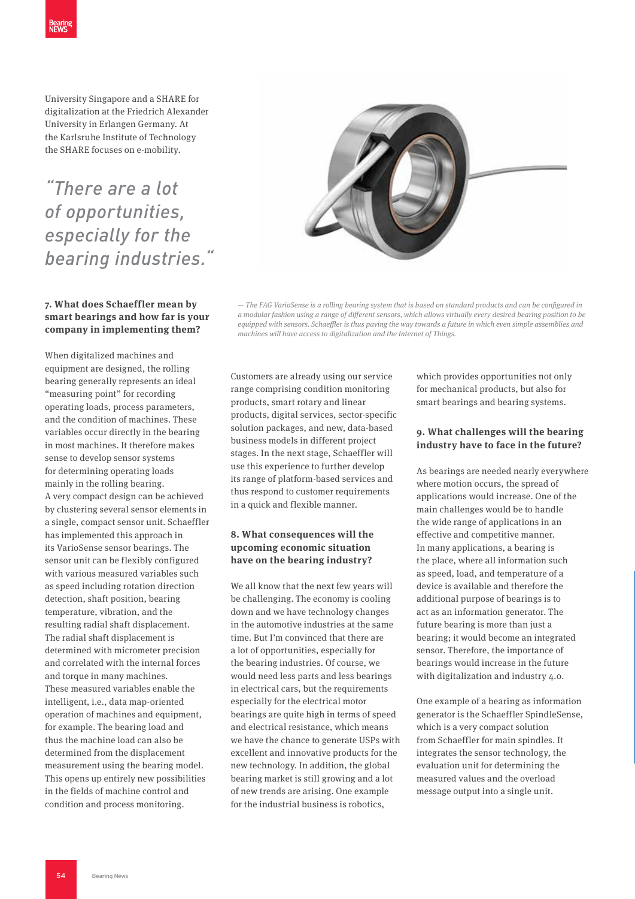University Singapore and a SHARE for digitalization at the Friedrich Alexander University in Erlangen Germany. At the Karlsruhe Institute of Technology the SHARE focuses on e-mobility.

*"There are a lot of opportunities, especially for the bearing industries."*

— *The FAG VarioSense is a rolling bearing system that is based on standard products and can be configured in a modular fashion using a range of different sensors, which allows virtually every desired bearing position to be equipped with sensors. Schaeffler is thus paving the way towards a future in which even simple assemblies and machines will have access to digitalization and the Internet of Things.*

**7. What does Schaeffler mean by smart bearings and how far is your company in implementing them?**

When digitalized machines and equipment are designed, the rolling bearing generally represents an ideal "measuring point" for recording operating loads, process parameters, and the condition of machines. These variables occur directly in the bearing in most machines. It therefore makes sense to develop sensor systems for determining operating loads mainly in the rolling bearing.
A very compact design can be achieved by clustering several sensor elements in a single, compact sensor unit. Schaeffler has implemented this approach in its VarioSense sensor bearings. The sensor unit can be flexibly configured with various measured variables such as speed including rotation direction detection, shaft position, bearing temperature, vibration, and the resulting radial shaft displacement. The radial shaft displacement is determined with micrometer precision and correlated with the internal forces and torque in many machines.
These measured variables enable the intelligent, i.e., data map-oriented operation of machines and equipment, for example. The bearing load and thus the machine load can also be determined from the displacement measurement using the bearing model. This opens up entirely new possibilities in the fields of machine control and condition and process monitoring.

Customers are already using our service range comprising condition monitoring products, smart rotary and linear products, digital services, sector-specific solution packages, and new, data-based business models in different project stages. In the next stage, Schaeffler will use this experience to further develop its range of platform-based services and thus respond to customer requirements in a quick and flexible manner.

**8. What consequences will the upcoming economic situation have on the bearing industry?**

We all know that the next few years will be challenging. The economy is cooling down and we have technology changes in the automotive industries at the same time. But I'm convinced that there are a lot of opportunities, especially for the bearing industries. Of course, we would need less parts and less bearings in electrical cars, but the requirements especially for the electrical motor bearings are quite high in terms of speed and electrical resistance, which means we have the chance to generate USPs with excellent and innovative products for the new technology. In addition, the global bearing market is still growing and a lot of new trends are arising. One example for the industrial business is robotics, which provides opportunities not only for mechanical products, but also for smart bearings and bearing systems.

**9. What challenges will the bearing industry have to face in the future?**

As bearings are needed nearly everywhere where motion occurs, the spread of applications would increase. One of the main challenges would be to handle the wide range of applications in an effective and competitive manner.
In many applications, a bearing is the place, where all information such as speed, load, and temperature of a device is available and therefore the additional purpose of bearings is to act as an information generator. The future bearing is more than just a bearing; it would become an integrated sensor. Therefore, the importance of bearings would increase in the future with digitalization and industry 4.0.

One example of a bearing as information generator is the Schaeffler SpindleSense, which is a very compact solution from Schaeffler for main spindles. It integrates the sensor technology, the evaluation unit for determining the measured values and the overload message output into a single unit.